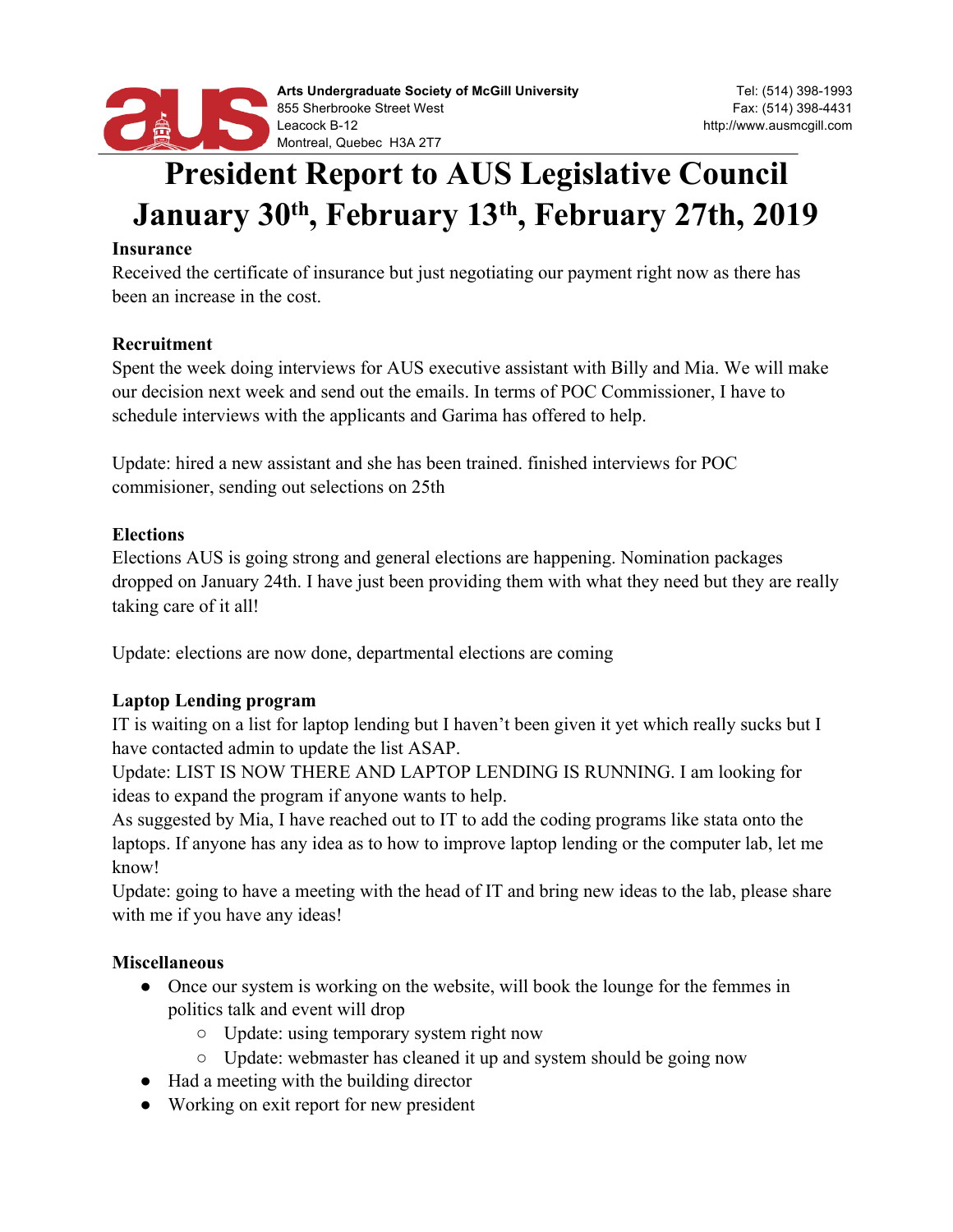Arts Undergraduate Society of McGill University
855 Sherbrooke Street West
Leacock B-12
Montreal, Quebec H3A 2T7

Tel: (514) 398-1993
Fax: (514) 398-4431
http://www.ausmcgill.com

# President Report to AUS Legislative Council January 30th, February 13th, February 27th, 2019

**Insurance**

Received the certificate of insurance but just negotiating our payment right now as there has been an increase in the cost.

**Recruitment**

Spent the week doing interviews for AUS executive assistant with Billy and Mia. We will make our decision next week and send out the emails. In terms of POC Commissioner, I have to schedule interviews with the applicants and Garima has offered to help.

Update: hired a new assistant and she has been trained. finished interviews for POC commisioner, sending out selections on 25th

**Elections**

Elections AUS is going strong and general elections are happening. Nomination packages dropped on January 24th. I have just been providing them with what they need but they are really taking care of it all!

Update: elections are now done, departmental elections are coming

**Laptop Lending program**

IT is waiting on a list for laptop lending but I haven't been given it yet which really sucks but I have contacted admin to update the list ASAP.
Update: LIST IS NOW THERE AND LAPTOP LENDING IS RUNNING. I am looking for ideas to expand the program if anyone wants to help.
As suggested by Mia, I have reached out to IT to add the coding programs like stata onto the laptops. If anyone has any idea as to how to improve laptop lending or the computer lab, let me know!
Update: going to have a meeting with the head of IT and bring new ideas to the lab, please share with me if you have any ideas!

**Miscellaneous**

- Once our system is working on the website, will book the lounge for the femmes in politics talk and event will drop
  - Update: using temporary system right now
  - Update: webmaster has cleaned it up and system should be going now
- Had a meeting with the building director
- Working on exit report for new president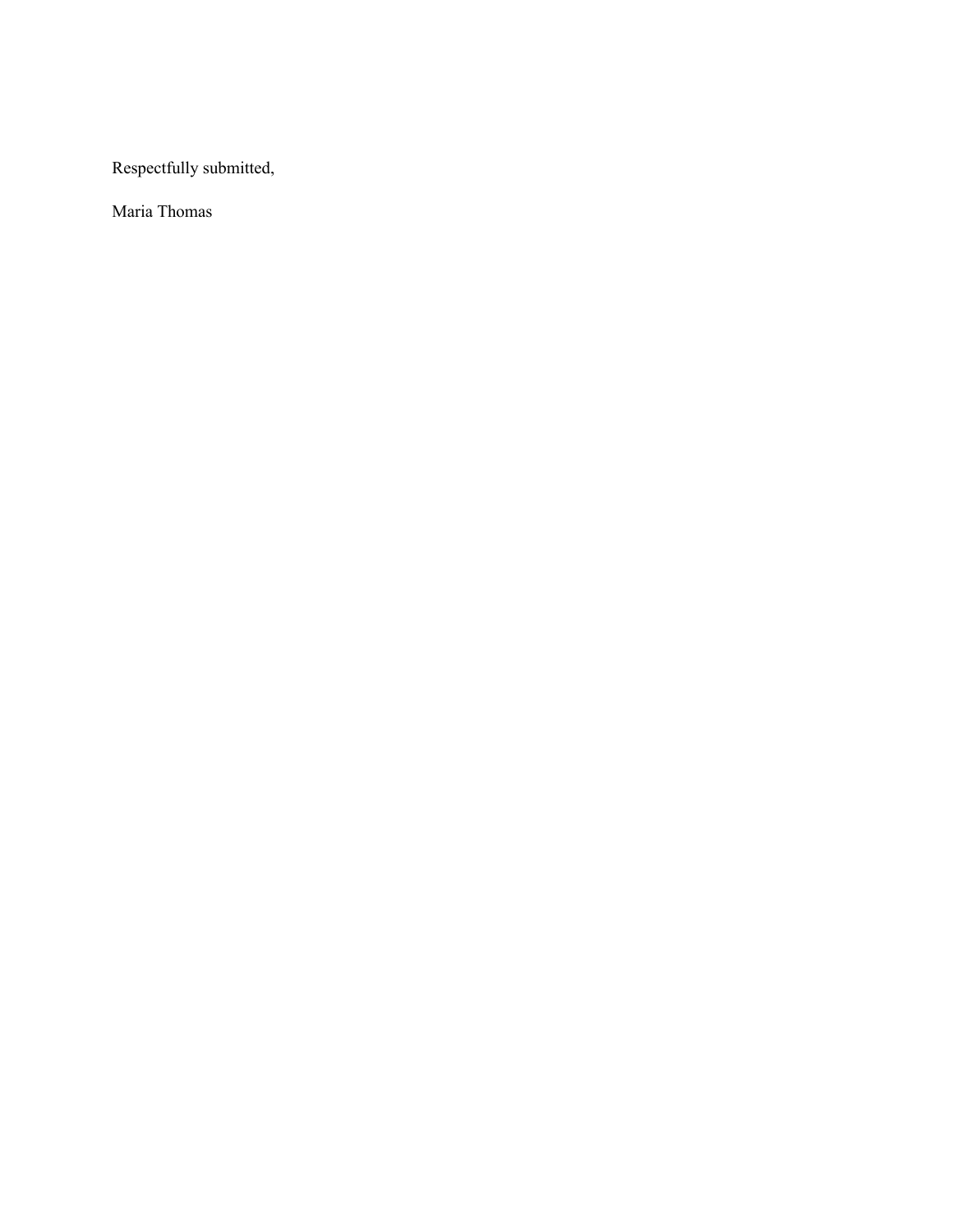Respectfully submitted,

Maria Thomas